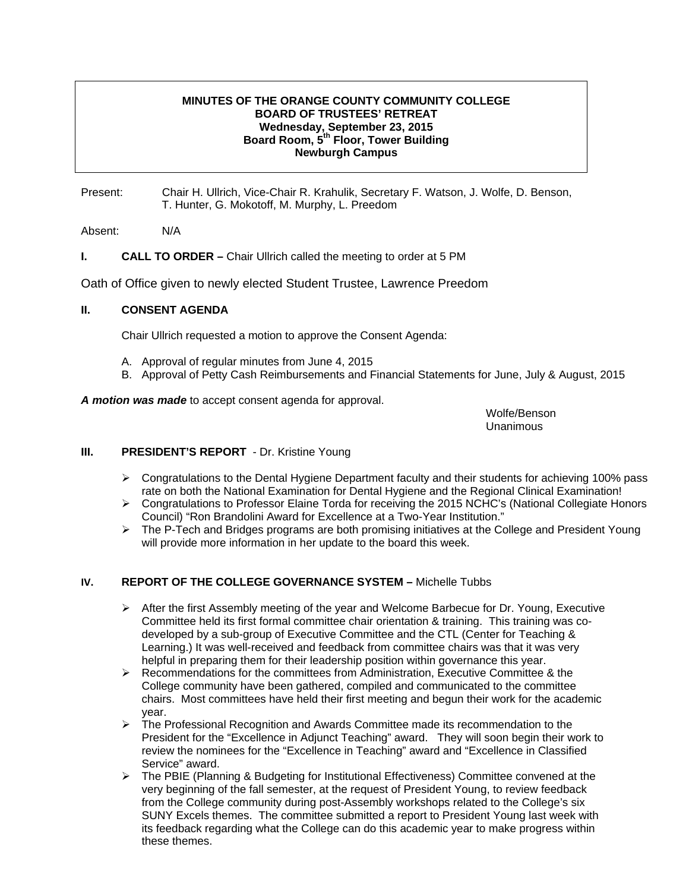**MINUTES OF THE ORANGE COUNTY COMMUNITY COLLEGE**
**BOARD OF TRUSTEES' RETREAT**
**Wednesday, September 23, 2015**
**Board Room, 5th Floor, Tower Building**
**Newburgh Campus**

Present: Chair H. Ullrich, Vice-Chair R. Krahulik, Secretary F. Watson, J. Wolfe, D. Benson, T. Hunter, G. Mokotoff, M. Murphy, L. Preedom

Absent: N/A

**I. CALL TO ORDER –** Chair Ullrich called the meeting to order at 5 PM

Oath of Office given to newly elected Student Trustee, Lawrence Preedom

**II. CONSENT AGENDA**

Chair Ullrich requested a motion to approve the Consent Agenda:

A. Approval of regular minutes from June 4, 2015
B. Approval of Petty Cash Reimbursements and Financial Statements for June, July & August, 2015

***A motion was made*** to accept consent agenda for approval.

Wolfe/Benson
Unanimous

**III. PRESIDENT'S REPORT** - Dr. Kristine Young

- Congratulations to the Dental Hygiene Department faculty and their students for achieving 100% pass rate on both the National Examination for Dental Hygiene and the Regional Clinical Examination!
- Congratulations to Professor Elaine Torda for receiving the 2015 NCHC's (National Collegiate Honors Council) "Ron Brandolini Award for Excellence at a Two-Year Institution."
- The P-Tech and Bridges programs are both promising initiatives at the College and President Young will provide more information in her update to the board this week.

**IV. REPORT OF THE COLLEGE GOVERNANCE SYSTEM –** Michelle Tubbs

- After the first Assembly meeting of the year and Welcome Barbecue for Dr. Young, Executive Committee held its first formal committee chair orientation & training. This training was co-developed by a sub-group of Executive Committee and the CTL (Center for Teaching & Learning.) It was well-received and feedback from committee chairs was that it was very helpful in preparing them for their leadership position within governance this year.
- Recommendations for the committees from Administration, Executive Committee & the College community have been gathered, compiled and communicated to the committee chairs. Most committees have held their first meeting and begun their work for the academic year.
- The Professional Recognition and Awards Committee made its recommendation to the President for the "Excellence in Adjunct Teaching" award. They will soon begin their work to review the nominees for the "Excellence in Teaching" award and "Excellence in Classified Service" award.
- The PBIE (Planning & Budgeting for Institutional Effectiveness) Committee convened at the very beginning of the fall semester, at the request of President Young, to review feedback from the College community during post-Assembly workshops related to the College's six SUNY Excels themes. The committee submitted a report to President Young last week with its feedback regarding what the College can do this academic year to make progress within these themes.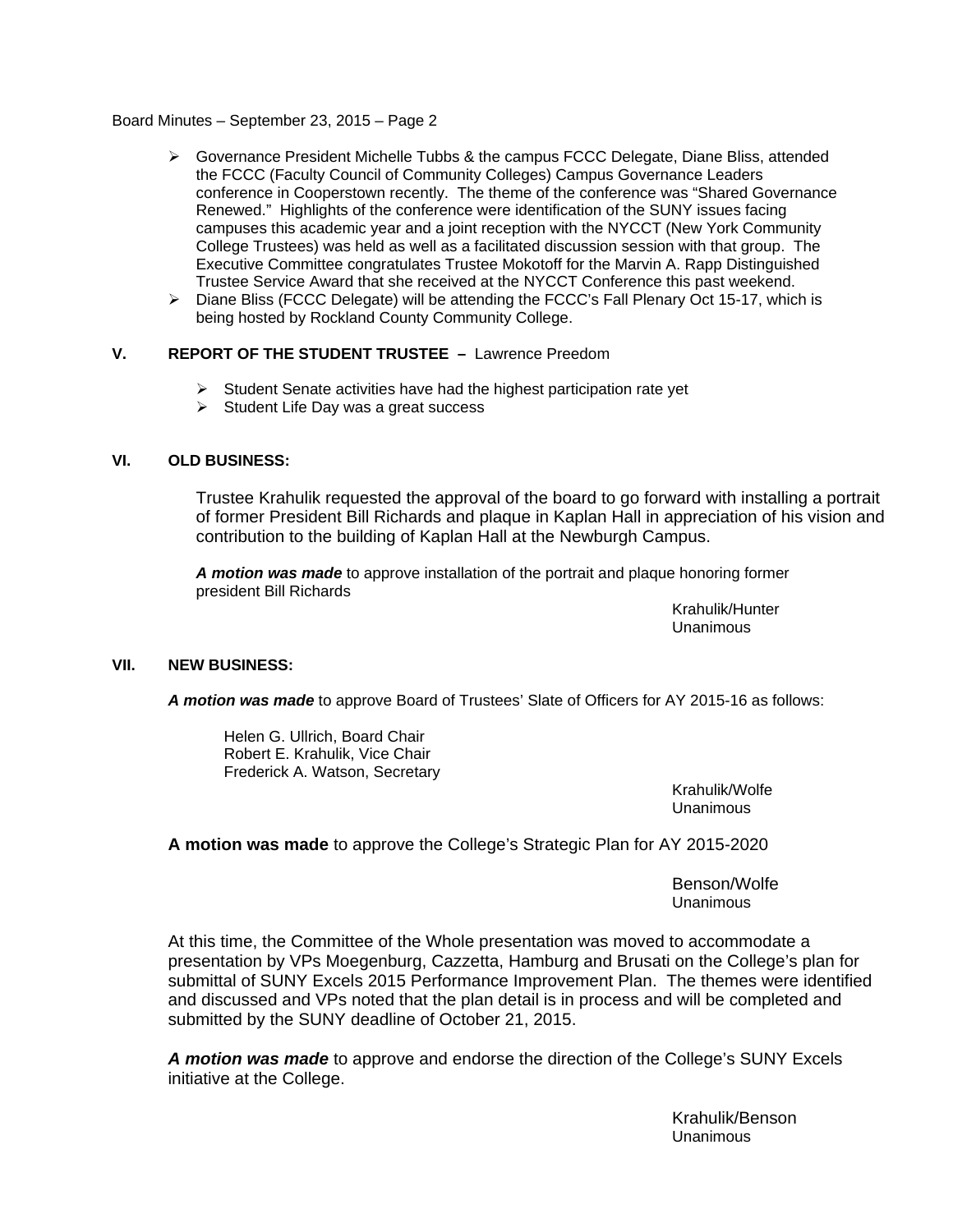- Governance President Michelle Tubbs & the campus FCCC Delegate, Diane Bliss, attended the FCCC (Faculty Council of Community Colleges) Campus Governance Leaders conference in Cooperstown recently. The theme of the conference was "Shared Governance Renewed." Highlights of the conference were identification of the SUNY issues facing campuses this academic year and a joint reception with the NYCCT (New York Community College Trustees) was held as well as a facilitated discussion session with that group. The Executive Committee congratulates Trustee Mokotoff for the Marvin A. Rapp Distinguished Trustee Service Award that she received at the NYCCT Conference this past weekend.
- Diane Bliss (FCCC Delegate) will be attending the FCCC's Fall Plenary Oct 15-17, which is being hosted by Rockland County Community College.

## V. REPORT OF THE STUDENT TRUSTEE – Lawrence Preedom

- Student Senate activities have had the highest participation rate yet
- Student Life Day was a great success

## VI. OLD BUSINESS:

Trustee Krahulik requested the approval of the board to go forward with installing a portrait of former President Bill Richards and plaque in Kaplan Hall in appreciation of his vision and contribution to the building of Kaplan Hall at the Newburgh Campus.

***A motion was made*** to approve installation of the portrait and plaque honoring former president Bill Richards

Krahulik/Hunter
Unanimous

## VII. NEW BUSINESS:

***A motion was made*** to approve Board of Trustees' Slate of Officers for AY 2015-16 as follows:

Helen G. Ullrich, Board Chair
Robert E. Krahulik, Vice Chair
Frederick A. Watson, Secretary

Krahulik/Wolfe
Unanimous

**A motion was made** to approve the College's Strategic Plan for AY 2015-2020

Benson/Wolfe
Unanimous

At this time, the Committee of the Whole presentation was moved to accommodate a presentation by VPs Moegenburg, Cazzetta, Hamburg and Brusati on the College's plan for submittal of SUNY Excels 2015 Performance Improvement Plan. The themes were identified and discussed and VPs noted that the plan detail is in process and will be completed and submitted by the SUNY deadline of October 21, 2015.

***A motion was made*** to approve and endorse the direction of the College's SUNY Excels initiative at the College.

Krahulik/Benson
Unanimous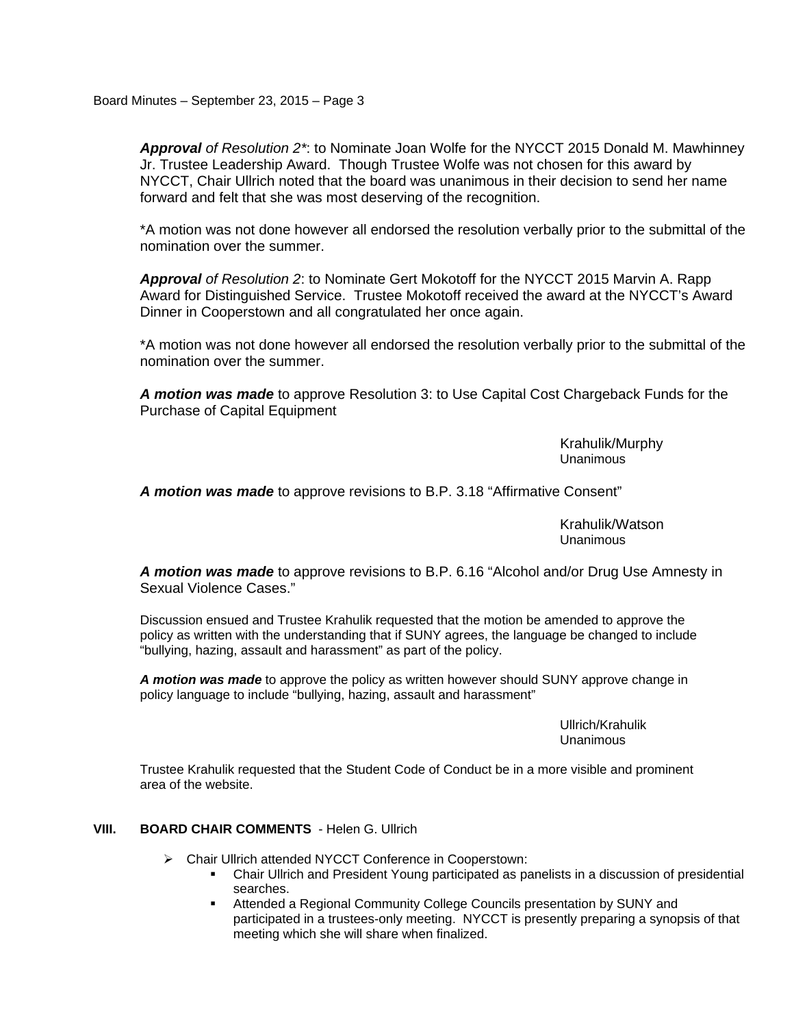***Approval** of Resolution 2**: to Nominate Joan Wolfe for the NYCCT 2015 Donald M. Mawhinney Jr. Trustee Leadership Award. Though Trustee Wolfe was not chosen for this award by NYCCT, Chair Ullrich noted that the board was unanimous in their decision to send her name forward and felt that she was most deserving of the recognition.

*A motion was not done however all endorsed the resolution verbally prior to the submittal of the nomination over the summer.

***Approval** of Resolution 2*: to Nominate Gert Mokotoff for the NYCCT 2015 Marvin A. Rapp Award for Distinguished Service. Trustee Mokotoff received the award at the NYCCT's Award Dinner in Cooperstown and all congratulated her once again.

*A motion was not done however all endorsed the resolution verbally prior to the submittal of the nomination over the summer.

***A motion was made*** to approve Resolution 3: to Use Capital Cost Chargeback Funds for the Purchase of Capital Equipment

Krahulik/Murphy
Unanimous

***A motion was made*** to approve revisions to B.P. 3.18 "Affirmative Consent"

Krahulik/Watson
Unanimous

***A motion was made*** to approve revisions to B.P. 6.16 "Alcohol and/or Drug Use Amnesty in Sexual Violence Cases."

Discussion ensued and Trustee Krahulik requested that the motion be amended to approve the policy as written with the understanding that if SUNY agrees, the language be changed to include "bullying, hazing, assault and harassment" as part of the policy.

***A motion was made*** to approve the policy as written however should SUNY approve change in policy language to include "bullying, hazing, assault and harassment"

Ullrich/Krahulik
Unanimous

Trustee Krahulik requested that the Student Code of Conduct be in a more visible and prominent area of the website.

**VIII. BOARD CHAIR COMMENTS** - Helen G. Ullrich

- Chair Ullrich attended NYCCT Conference in Cooperstown:
  - Chair Ullrich and President Young participated as panelists in a discussion of presidential searches.
  - Attended a Regional Community College Councils presentation by SUNY and participated in a trustees-only meeting. NYCCT is presently preparing a synopsis of that meeting which she will share when finalized.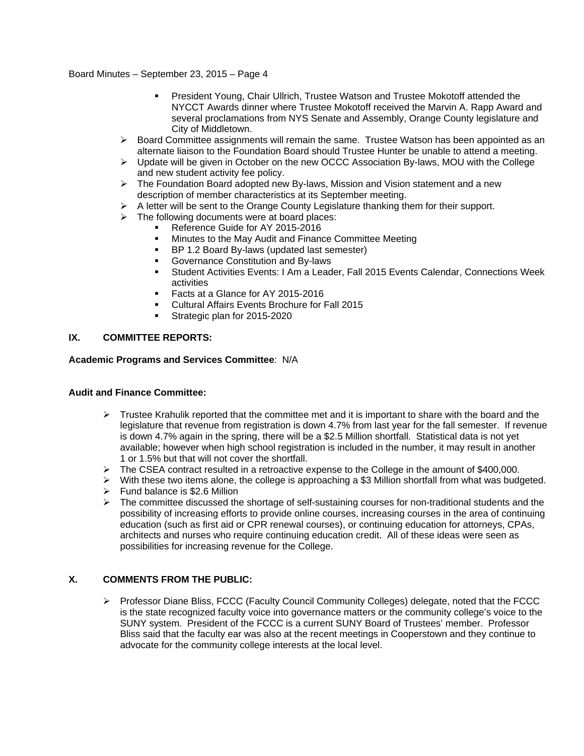- President Young, Chair Ullrich, Trustee Watson and Trustee Mokotoff attended the NYCCT Awards dinner where Trustee Mokotoff received the Marvin A. Rapp Award and several proclamations from NYS Senate and Assembly, Orange County legislature and City of Middletown.

- Board Committee assignments will remain the same. Trustee Watson has been appointed as an alternate liaison to the Foundation Board should Trustee Hunter be unable to attend a meeting.
- Update will be given in October on the new OCCC Association By-laws, MOU with the College and new student activity fee policy.
- The Foundation Board adopted new By-laws, Mission and Vision statement and a new description of member characteristics at its September meeting.
- A letter will be sent to the Orange County Legislature thanking them for their support.
- The following documents were at board places:
  - Reference Guide for AY 2015-2016
  - Minutes to the May Audit and Finance Committee Meeting
  - BP 1.2 Board By-laws (updated last semester)
  - Governance Constitution and By-laws
  - Student Activities Events: I Am a Leader, Fall 2015 Events Calendar, Connections Week activities
  - Facts at a Glance for AY 2015-2016
  - Cultural Affairs Events Brochure for Fall 2015
  - Strategic plan for 2015-2020

## IX. COMMITTEE REPORTS:

**Academic Programs and Services Committee**: N/A

**Audit and Finance Committee:**

- Trustee Krahulik reported that the committee met and it is important to share with the board and the legislature that revenue from registration is down 4.7% from last year for the fall semester. If revenue is down 4.7% again in the spring, there will be a $2.5 Million shortfall. Statistical data is not yet available; however when high school registration is included in the number, it may result in another 1 or 1.5% but that will not cover the shortfall.
- The CSEA contract resulted in a retroactive expense to the College in the amount of $400,000.
- With these two items alone, the college is approaching a $3 Million shortfall from what was budgeted.
- Fund balance is $2.6 Million
- The committee discussed the shortage of self-sustaining courses for non-traditional students and the possibility of increasing efforts to provide online courses, increasing courses in the area of continuing education (such as first aid or CPR renewal courses), or continuing education for attorneys, CPAs, architects and nurses who require continuing education credit. All of these ideas were seen as possibilities for increasing revenue for the College.

## X. COMMENTS FROM THE PUBLIC:

- Professor Diane Bliss, FCCC (Faculty Council Community Colleges) delegate, noted that the FCCC is the state recognized faculty voice into governance matters or the community college's voice to the SUNY system. President of the FCCC is a current SUNY Board of Trustees' member. Professor Bliss said that the faculty ear was also at the recent meetings in Cooperstown and they continue to advocate for the community college interests at the local level.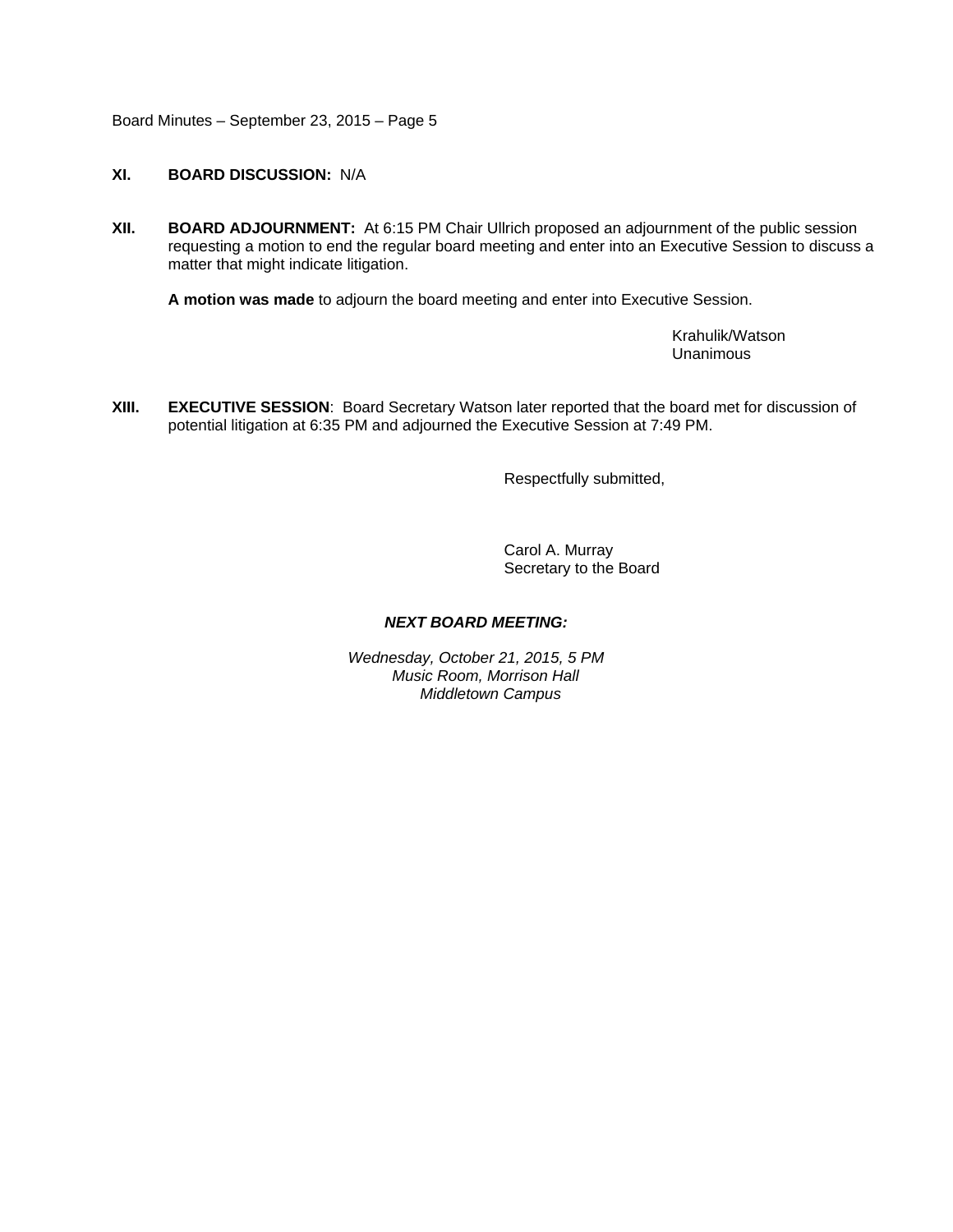**XI. BOARD DISCUSSION:** N/A

**XII. BOARD ADJOURNMENT:** At 6:15 PM Chair Ullrich proposed an adjournment of the public session requesting a motion to end the regular board meeting and enter into an Executive Session to discuss a matter that might indicate litigation.

**A motion was made** to adjourn the board meeting and enter into Executive Session.

Krahulik/Watson
Unanimous

**XIII. EXECUTIVE SESSION**: Board Secretary Watson later reported that the board met for discussion of potential litigation at 6:35 PM and adjourned the Executive Session at 7:49 PM.

Respectfully submitted,

Carol A. Murray
Secretary to the Board

***NEXT BOARD MEETING:***

*Wednesday, October 21, 2015, 5 PM*
*Music Room, Morrison Hall*
*Middletown Campus*